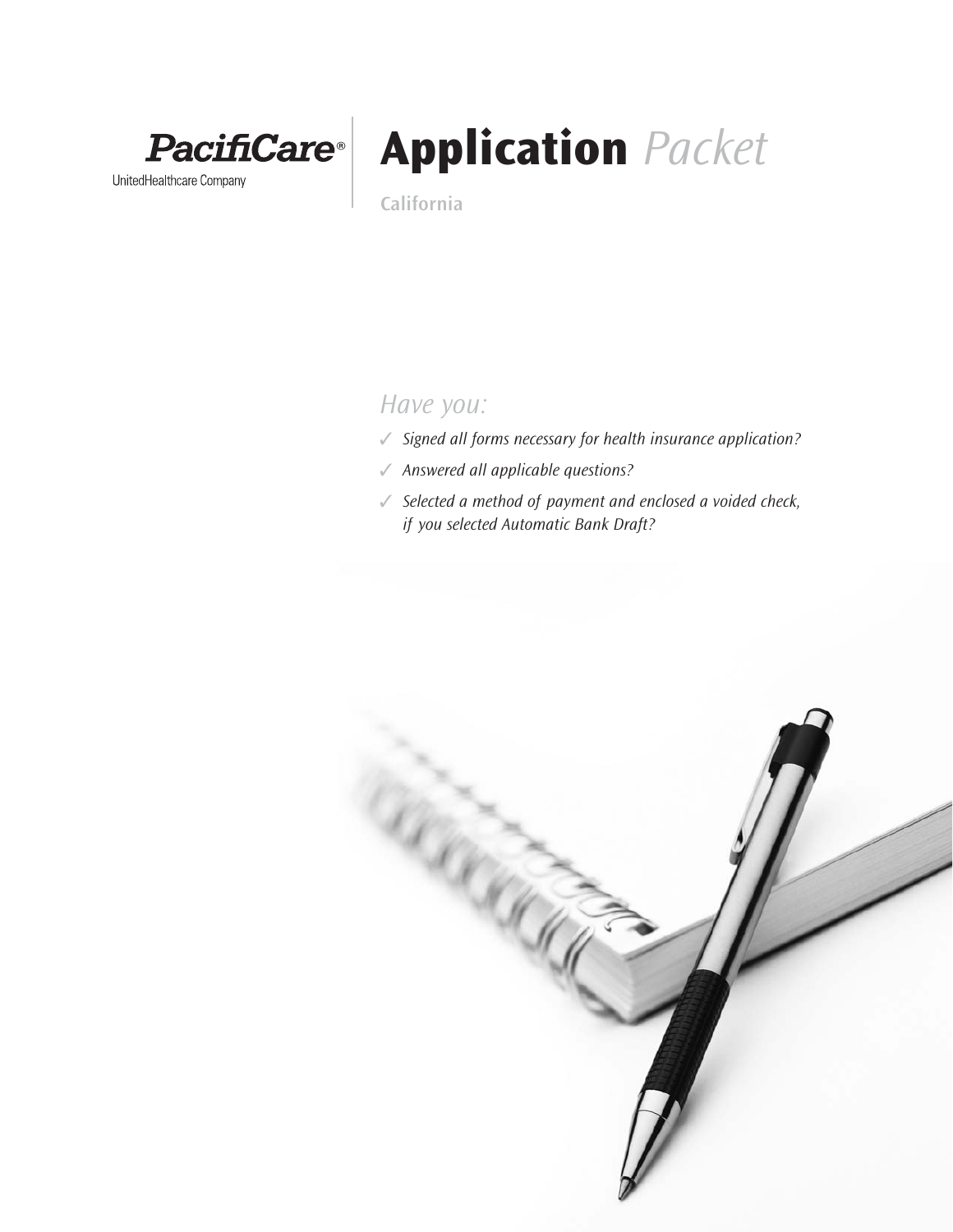PacifiCare®
UnitedHealthcare Company

# Application *Packet*

**California**

*Have you:*

- ✓ *Signed all forms necessary for health insurance application?*
- ✓ *Answered all applicable questions?*
- ✓ *Selected a method of payment and enclosed a voided check, if you selected Automatic Bank Draft?*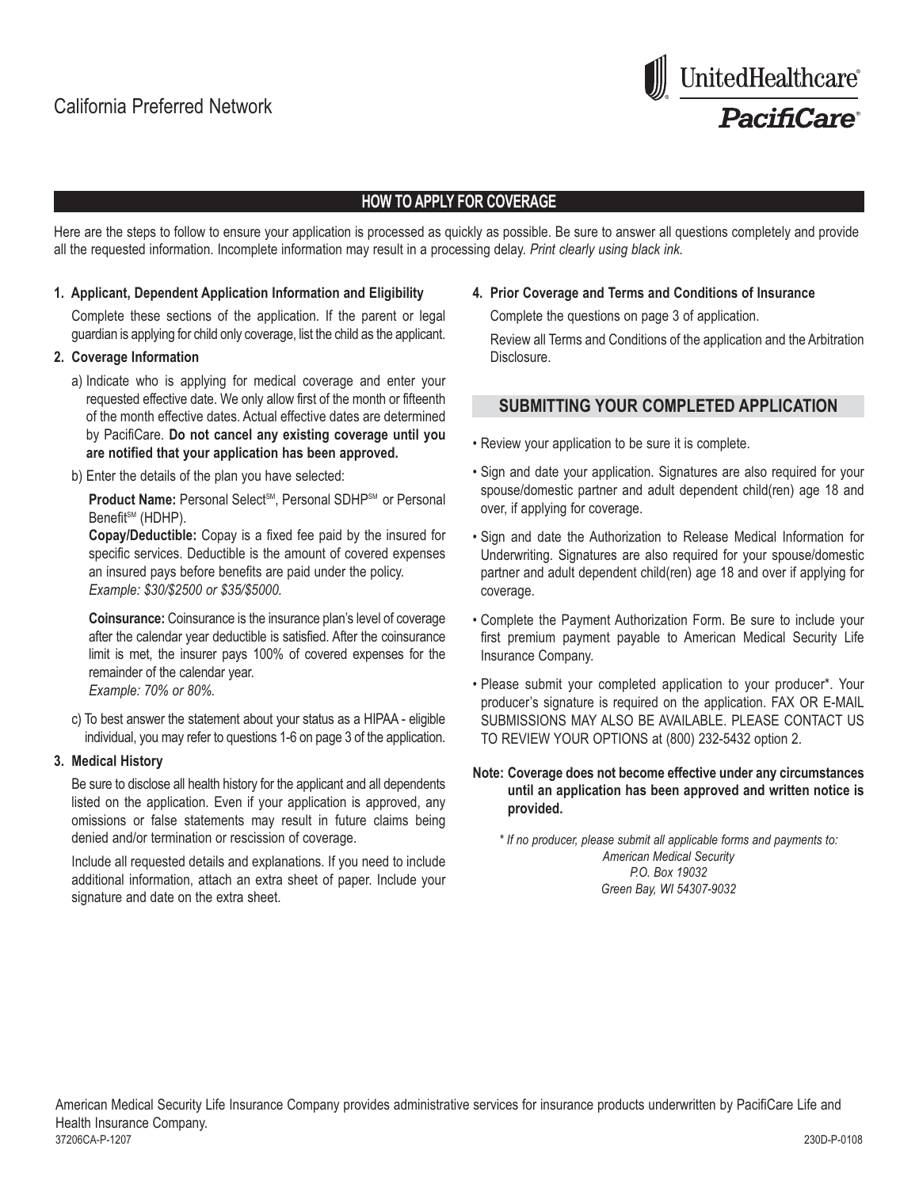California Preferred Network

UnitedHealthcare®
PacifiCare®

## HOW TO APPLY FOR COVERAGE

Here are the steps to follow to ensure your application is processed as quickly as possible. Be sure to answer all questions completely and provide all the requested information. Incomplete information may result in a processing delay. *Print clearly using black ink.*

**1. Applicant, Dependent Application Information and Eligibility**

Complete these sections of the application. If the parent or legal guardian is applying for child only coverage, list the child as the applicant.

**2. Coverage Information**

a) Indicate who is applying for medical coverage and enter your requested effective date. We only allow first of the month or fifteenth of the month effective dates. Actual effective dates are determined by PacifiCare. **Do not cancel any existing coverage until you are notified that your application has been approved.**

b) Enter the details of the plan you have selected:

**Product Name:** Personal Select℠, Personal SDHP℠ or Personal Benefit℠ (HDHP).

**Copay/Deductible:** Copay is a fixed fee paid by the insured for specific services. Deductible is the amount of covered expenses an insured pays before benefits are paid under the policy.
*Example: $30/$2500 or $35/$5000.*

**Coinsurance:** Coinsurance is the insurance plan's level of coverage after the calendar year deductible is satisfied. After the coinsurance limit is met, the insurer pays 100% of covered expenses for the remainder of the calendar year.
*Example: 70% or 80%.*

c) To best answer the statement about your status as a HIPAA - eligible individual, you may refer to questions 1-6 on page 3 of the application.

**3. Medical History**

Be sure to disclose all health history for the applicant and all dependents listed on the application. Even if your application is approved, any omissions or false statements may result in future claims being denied and/or termination or rescission of coverage.

Include all requested details and explanations. If you need to include additional information, attach an extra sheet of paper. Include your signature and date on the extra sheet.

**4. Prior Coverage and Terms and Conditions of Insurance**

Complete the questions on page 3 of application.

Review all Terms and Conditions of the application and the Arbitration Disclosure.

## SUBMITTING YOUR COMPLETED APPLICATION

- Review your application to be sure it is complete.
- Sign and date your application. Signatures are also required for your spouse/domestic partner and adult dependent child(ren) age 18 and over, if applying for coverage.
- Sign and date the Authorization to Release Medical Information for Underwriting. Signatures are also required for your spouse/domestic partner and adult dependent child(ren) age 18 and over if applying for coverage.
- Complete the Payment Authorization Form. Be sure to include your first premium payment payable to American Medical Security Life Insurance Company.
- Please submit your completed application to your producer*. Your producer's signature is required on the application. FAX OR E-MAIL SUBMISSIONS MAY ALSO BE AVAILABLE. PLEASE CONTACT US TO REVIEW YOUR OPTIONS at (800) 232-5432 option 2.

**Note: Coverage does not become effective under any circumstances until an application has been approved and written notice is provided.**

*\* If no producer, please submit all applicable forms and payments to:*
*American Medical Security*
*P.O. Box 19032*
*Green Bay, WI 54307-9032*

American Medical Security Life Insurance Company provides administrative services for insurance products underwritten by PacifiCare Life and Health Insurance Company.

37206CA-P-1207 230D-P-0108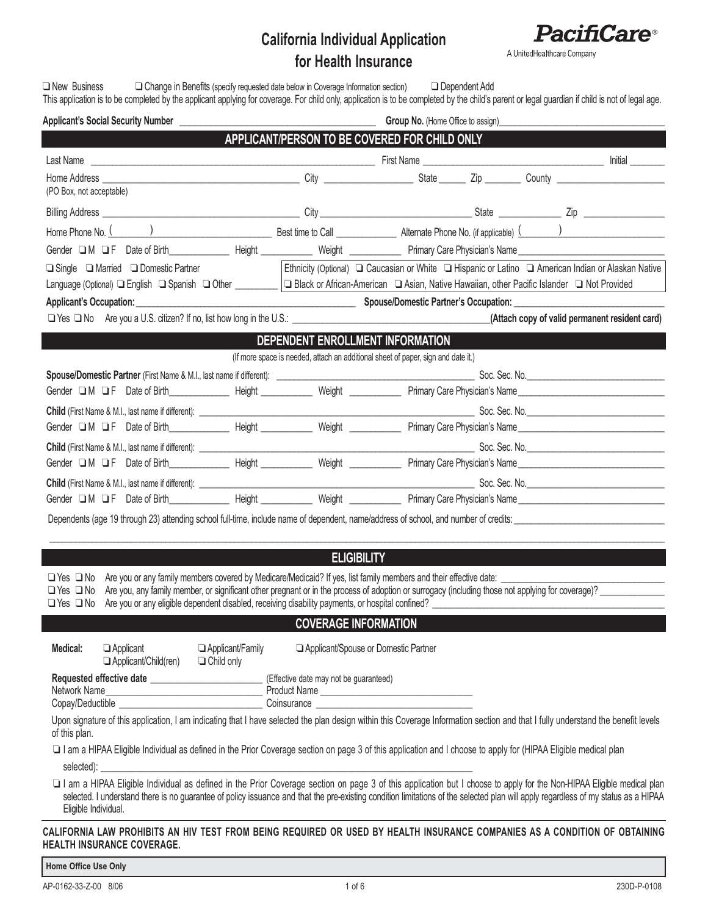# California Individual Application for Health Insurance

**PacifiCare**®
A UnitedHealthcare Company

❑ New Business ❑ Change in Benefits (specify requested date below in Coverage Information section) ❑ Dependent Add

This application is to be completed by the applicant applying for coverage. For child only, application is to be completed by the child's parent or legal guardian if child is not of legal age.

**Applicant's Social Security Number** ______________________ **Group No.** (Home Office to assign)______________________

## APPLICANT/PERSON TO BE COVERED FOR CHILD ONLY

Last Name ______________________ First Name ______________________ Initial _______

Home Address ______________________ City ____________ State ______ Zip _______ County ______________
(PO Box, not acceptable)

Billing Address ______________________ City ____________ State ______ Zip _______

Home Phone No. ( ) ______________ Best time to Call ____________ Alternate Phone No. (if applicable) ( ) ______________

Gender ❑ M ❑ F Date of Birth__________ Height __________ Weight __________ Primary Care Physician's Name ______________________

❑ Single ❑ Married ❑ Domestic Partner

Language (Optional) ❑ English ❑ Spanish ❑ Other ________

Ethnicity (Optional) ❑ Caucasian or White ❑ Hispanic or Latino ❑ American Indian or Alaskan Native ❑ Black or African-American ❑ Asian, Native Hawaiian, other Pacific Islander ❑ Not Provided

**Applicant's Occupation:** ______________________ **Spouse/Domestic Partner's Occupation:** ______________________

❑ Yes ❑ No Are you a U.S. citizen? If no, list how long in the U.S.: ______________________ **(Attach copy of valid permanent resident card)**

## DEPENDENT ENROLLMENT INFORMATION

(If more space is needed, attach an additional sheet of paper, sign and date it.)

**Spouse/Domestic Partner** (First Name & M.I., last name if different): ______________________ Soc. Sec. No.______________
Gender ❑ M ❑ F Date of Birth__________ Height __________ Weight __________ Primary Care Physician's Name ______________________

**Child** (First Name & M.I., last name if different): ______________________ Soc. Sec. No.______________
Gender ❑ M ❑ F Date of Birth__________ Height __________ Weight __________ Primary Care Physician's Name ______________________

**Child** (First Name & M.I., last name if different): ______________________ Soc. Sec. No.______________
Gender ❑ M ❑ F Date of Birth__________ Height __________ Weight __________ Primary Care Physician's Name ______________________

**Child** (First Name & M.I., last name if different): ______________________ Soc. Sec. No.______________
Gender ❑ M ❑ F Date of Birth__________ Height __________ Weight __________ Primary Care Physician's Name ______________________

Dependents (age 19 through 23) attending school full-time, include name of dependent, name/address of school, and number of credits: ______________________

## ELIGIBILITY

❑ Yes ❑ No Are you or any family members covered by Medicare/Medicaid? If yes, list family members and their effective date: ______________________

❑ Yes ❑ No Are you, any family member, or significant other pregnant or in the process of adoption or surrogacy (including those not applying for coverage)? ____________

❑ Yes ❑ No Are you or any eligible dependent disabled, receiving disability payments, or hospital confined? ______________________

## COVERAGE INFORMATION

**Medical:** ❑ Applicant ❑ Applicant/Family ❑ Applicant/Spouse or Domestic Partner ❑ Applicant/Child(ren) ❑ Child only

**Requested effective date** ______________________ (Effective date may not be guaranteed)
Network Name______________________ Product Name ______________________
Copay/Deductible ______________________ Coinsurance ______________________

Upon signature of this application, I am indicating that I have selected the plan design within this Coverage Information section and that I fully understand the benefit levels of this plan.

❑ I am a HIPAA Eligible Individual as defined in the Prior Coverage section on page 3 of this application and I choose to apply for (HIPAA Eligible medical plan selected): ______________________

❑ I am a HIPAA Eligible Individual as defined in the Prior Coverage section on page 3 of this application but I choose to apply for the Non-HIPAA Eligible medical plan selected. I understand there is no guarantee of policy issuance and that the pre-existing condition limitations of the selected plan will apply regardless of my status as a HIPAA Eligible Individual.

**CALIFORNIA LAW PROHIBITS AN HIV TEST FROM BEING REQUIRED OR USED BY HEALTH INSURANCE COMPANIES AS A CONDITION OF OBTAINING HEALTH INSURANCE COVERAGE.**

**Home Office Use Only**

AP-0162-33-Z-00 8/06 230D-P-0108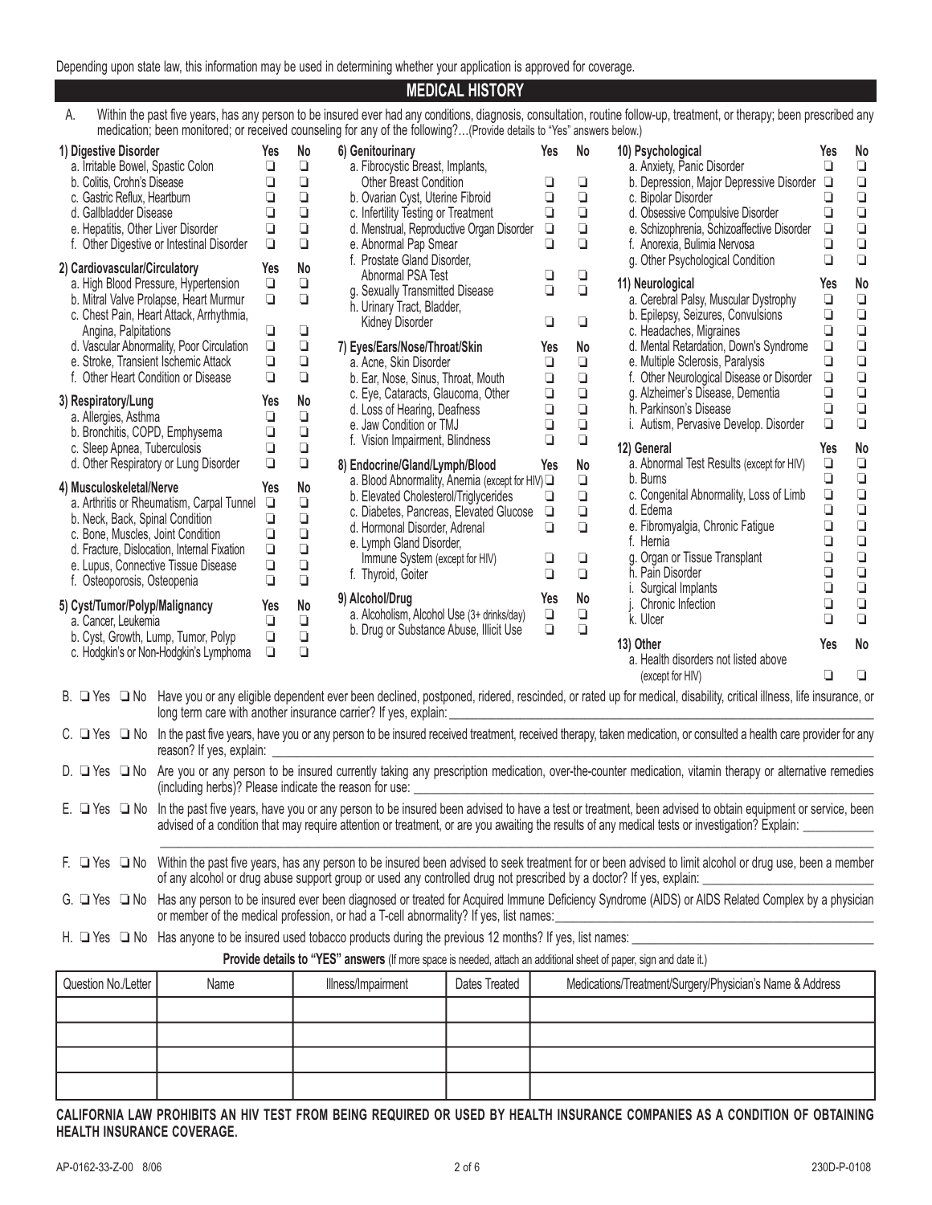Depending upon state law, this information may be used in determining whether your application is approved for coverage.

## MEDICAL HISTORY

A. Within the past five years, has any person to be insured ever had any conditions, diagnosis, consultation, routine follow-up, treatment, or therapy; been prescribed any medication; been monitored; or received counseling for any of the following?…(Provide details to "Yes" answers below.)

| 1) Digestive Disorder | Yes | No |
|---|---|---|
| a. Irritable Bowel, Spastic Colon | ❑ | ❑ |
| b. Colitis, Crohn's Disease | ❑ | ❑ |
| c. Gastric Reflux, Heartburn | ❑ | ❑ |
| d. Gallbladder Disease | ❑ | ❑ |
| e. Hepatitis, Other Liver Disorder | ❑ | ❑ |
| f. Other Digestive or Intestinal Disorder | ❑ | ❑ |

| 2) Cardiovascular/Circulatory | Yes | No |
|---|---|---|
| a. High Blood Pressure, Hypertension | ❑ | ❑ |
| b. Mitral Valve Prolapse, Heart Murmur | ❑ | ❑ |
| c. Chest Pain, Heart Attack, Arrhythmia, Angina, Palpitations | ❑ | ❑ |
| d. Vascular Abnormality, Poor Circulation | ❑ | ❑ |
| e. Stroke, Transient Ischemic Attack | ❑ | ❑ |
| f. Other Heart Condition or Disease | ❑ | ❑ |

| 3) Respiratory/Lung | Yes | No |
|---|---|---|
| a. Allergies, Asthma | ❑ | ❑ |
| b. Bronchitis, COPD, Emphysema | ❑ | ❑ |
| c. Sleep Apnea, Tuberculosis | ❑ | ❑ |
| d. Other Respiratory or Lung Disorder | ❑ | ❑ |

| 4) Musculoskeletal/Nerve | Yes | No |
|---|---|---|
| a. Arthritis or Rheumatism, Carpal Tunnel | ❑ | ❑ |
| b. Neck, Back, Spinal Condition | ❑ | ❑ |
| c. Bone, Muscles, Joint Condition | ❑ | ❑ |
| d. Fracture, Dislocation, Internal Fixation | ❑ | ❑ |
| e. Lupus, Connective Tissue Disease | ❑ | ❑ |
| f. Osteoporosis, Osteopenia | ❑ | ❑ |

| 5) Cyst/Tumor/Polyp/Malignancy | Yes | No |
|---|---|---|
| a. Cancer, Leukemia | ❑ | ❑ |
| b. Cyst, Growth, Lump, Tumor, Polyp | ❑ | ❑ |
| c. Hodgkin's or Non-Hodgkin's Lymphoma | ❑ | ❑ |

| 6) Genitourinary | Yes | No |
|---|---|---|
| a. Fibrocystic Breast, Implants, Other Breast Condition | ❑ | ❑ |
| b. Ovarian Cyst, Uterine Fibroid | ❑ | ❑ |
| c. Infertility Testing or Treatment | ❑ | ❑ |
| d. Menstrual, Reproductive Organ Disorder | ❑ | ❑ |
| e. Abnormal Pap Smear | ❑ | ❑ |
| f. Prostate Gland Disorder, Abnormal PSA Test | ❑ | ❑ |
| g. Sexually Transmitted Disease | ❑ | ❑ |
| h. Urinary Tract, Bladder, Kidney Disorder | ❑ | ❑ |

| 7) Eyes/Ears/Nose/Throat/Skin | Yes | No |
|---|---|---|
| a. Acne, Skin Disorder | ❑ | ❑ |
| b. Ear, Nose, Sinus, Throat, Mouth | ❑ | ❑ |
| c. Eye, Cataracts, Glaucoma, Other | ❑ | ❑ |
| d. Loss of Hearing, Deafness | ❑ | ❑ |
| e. Jaw Condition or TMJ | ❑ | ❑ |
| f. Vision Impairment, Blindness | ❑ | ❑ |

| 8) Endocrine/Gland/Lymph/Blood | Yes | No |
|---|---|---|
| a. Blood Abnormality, Anemia (except for HIV) | ❑ | ❑ |
| b. Elevated Cholesterol/Triglycerides | ❑ | ❑ |
| c. Diabetes, Pancreas, Elevated Glucose | ❑ | ❑ |
| d. Hormonal Disorder, Adrenal | ❑ | ❑ |
| e. Lymph Gland Disorder, Immune System (except for HIV) | ❑ | ❑ |
| f. Thyroid, Goiter | ❑ | ❑ |

| 9) Alcohol/Drug | Yes | No |
|---|---|---|
| a. Alcoholism, Alcohol Use (3+ drinks/day) | ❑ | ❑ |
| b. Drug or Substance Abuse, Illicit Use | ❑ | ❑ |

| 10) Psychological | Yes | No |
|---|---|---|
| a. Anxiety, Panic Disorder | ❑ | ❑ |
| b. Depression, Major Depressive Disorder | ❑ | ❑ |
| c. Bipolar Disorder | ❑ | ❑ |
| d. Obsessive Compulsive Disorder | ❑ | ❑ |
| e. Schizophrenia, Schizoaffective Disorder | ❑ | ❑ |
| f. Anorexia, Bulimia Nervosa | ❑ | ❑ |
| g. Other Psychological Condition | ❑ | ❑ |

| 11) Neurological | Yes | No |
|---|---|---|
| a. Cerebral Palsy, Muscular Dystrophy | ❑ | ❑ |
| b. Epilepsy, Seizures, Convulsions | ❑ | ❑ |
| c. Headaches, Migraines | ❑ | ❑ |
| d. Mental Retardation, Down's Syndrome | ❑ | ❑ |
| e. Multiple Sclerosis, Paralysis | ❑ | ❑ |
| f. Other Neurological Disease or Disorder | ❑ | ❑ |
| g. Alzheimer's Disease, Dementia | ❑ | ❑ |
| h. Parkinson's Disease | ❑ | ❑ |
| i. Autism, Pervasive Develop. Disorder | ❑ | ❑ |

| 12) General | Yes | No |
|---|---|---|
| a. Abnormal Test Results (except for HIV) | ❑ | ❑ |
| b. Burns | ❑ | ❑ |
| c. Congenital Abnormality, Loss of Limb | ❑ | ❑ |
| d. Edema | ❑ | ❑ |
| e. Fibromyalgia, Chronic Fatigue | ❑ | ❑ |
| f. Hernia | ❑ | ❑ |
| g. Organ or Tissue Transplant | ❑ | ❑ |
| h. Pain Disorder | ❑ | ❑ |
| i. Surgical Implants | ❑ | ❑ |
| j. Chronic Infection | ❑ | ❑ |
| k. Ulcer | ❑ | ❑ |

| 13) Other | Yes | No |
|---|---|---|
| a. Health disorders not listed above (except for HIV) | ❑ | ❑ |

B. ❑ Yes ❑ No Have you or any eligible dependent ever been declined, postponed, ridered, rescinded, or rated up for medical, disability, critical illness, life insurance, or long term care with another insurance carrier? If yes, explain: ______

C. ❑ Yes ❑ No In the past five years, have you or any person to be insured received treatment, received therapy, taken medication, or consulted a health care provider for any reason? If yes, explain: ______

D. ❑ Yes ❑ No Are you or any person to be insured currently taking any prescription medication, over-the-counter medication, vitamin therapy or alternative remedies (including herbs)? Please indicate the reason for use: ______

E. ❑ Yes ❑ No In the past five years, have you or any person to be insured been advised to have a test or treatment, been advised to obtain equipment or service, been advised of a condition that may require attention or treatment, or are you awaiting the results of any medical tests or investigation? Explain: ______

F. ❑ Yes ❑ No Within the past five years, has any person to be insured been advised to seek treatment for or been advised to limit alcohol or drug use, been a member of any alcohol or drug abuse support group or used any controlled drug not prescribed by a doctor? If yes, explain: ______

G. ❑ Yes ❑ No Has any person to be insured ever been diagnosed or treated for Acquired Immune Deficiency Syndrome (AIDS) or AIDS Related Complex by a physician or member of the medical profession, or had a T-cell abnormality? If yes, list names: ______

H. ❑ Yes ❑ No Has anyone to be insured used tobacco products during the previous 12 months? If yes, list names: ______

**Provide details to "YES" answers** (If more space is needed, attach an additional sheet of paper, sign and date it.)

| Question No./Letter | Name | Illness/Impairment | Dates Treated | Medications/Treatment/Surgery/Physician's Name & Address |
|---|---|---|---|---|
| | | | | |
| | | | | |
| | | | | |
| | | | | |

**CALIFORNIA LAW PROHIBITS AN HIV TEST FROM BEING REQUIRED OR USED BY HEALTH INSURANCE COMPANIES AS A CONDITION OF OBTAINING HEALTH INSURANCE COVERAGE.**

AP-0162-33-Z-00 8/06 230D-P-0108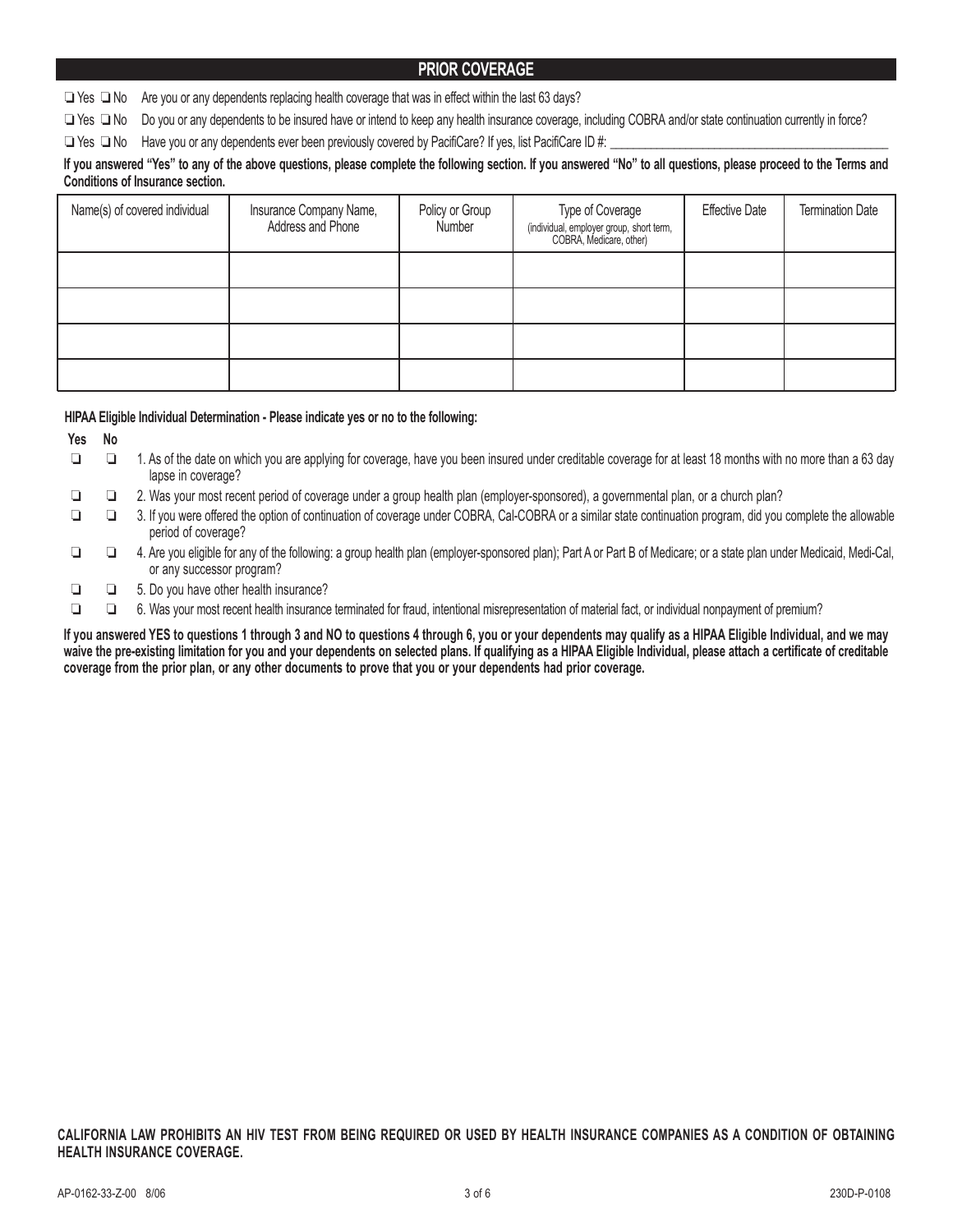## PRIOR COVERAGE

❑ Yes ❑ No Are you or any dependents replacing health coverage that was in effect within the last 63 days?

❑ Yes ❑ No Do you or any dependents to be insured have or intend to keep any health insurance coverage, including COBRA and/or state continuation currently in force?

❑ Yes ❑ No Have you or any dependents ever been previously covered by PacifiCare? If yes, list PacifiCare ID #: ____________________________________________

**If you answered "Yes" to any of the above questions, please complete the following section. If you answered "No" to all questions, please proceed to the Terms and Conditions of Insurance section.**

| Name(s) of covered individual | Insurance Company Name, Address and Phone | Policy or Group Number | Type of Coverage (individual, employer group, short term, COBRA, Medicare, other) | Effective Date | Termination Date |
|---|---|---|---|---|---|
| | | | | | |
| | | | | | |
| | | | | | |
| | | | | | |

**HIPAA Eligible Individual Determination - Please indicate yes or no to the following:**

| Yes | No | |
|---|---|---|
| ❑ | ❑ | 1. As of the date on which you are applying for coverage, have you been insured under creditable coverage for at least 18 months with no more than a 63 day lapse in coverage? |
| ❑ | ❑ | 2. Was your most recent period of coverage under a group health plan (employer-sponsored), a governmental plan, or a church plan? |
| ❑ | ❑ | 3. If you were offered the option of continuation of coverage under COBRA, Cal-COBRA or a similar state continuation program, did you complete the allowable period of coverage? |
| ❑ | ❑ | 4. Are you eligible for any of the following: a group health plan (employer-sponsored plan); Part A or Part B of Medicare; or a state plan under Medicaid, Medi-Cal, or any successor program? |
| ❑ | ❑ | 5. Do you have other health insurance? |
| ❑ | ❑ | 6. Was your most recent health insurance terminated for fraud, intentional misrepresentation of material fact, or individual nonpayment of premium? |

**If you answered YES to questions 1 through 3 and NO to questions 4 through 6, you or your dependents may qualify as a HIPAA Eligible Individual, and we may waive the pre-existing limitation for you and your dependents on selected plans. If qualifying as a HIPAA Eligible Individual, please attach a certificate of creditable coverage from the prior plan, or any other documents to prove that you or your dependents had prior coverage.**

**CALIFORNIA LAW PROHIBITS AN HIV TEST FROM BEING REQUIRED OR USED BY HEALTH INSURANCE COMPANIES AS A CONDITION OF OBTAINING HEALTH INSURANCE COVERAGE.**

AP-0162-33-Z-00 8/06 230D-P-0108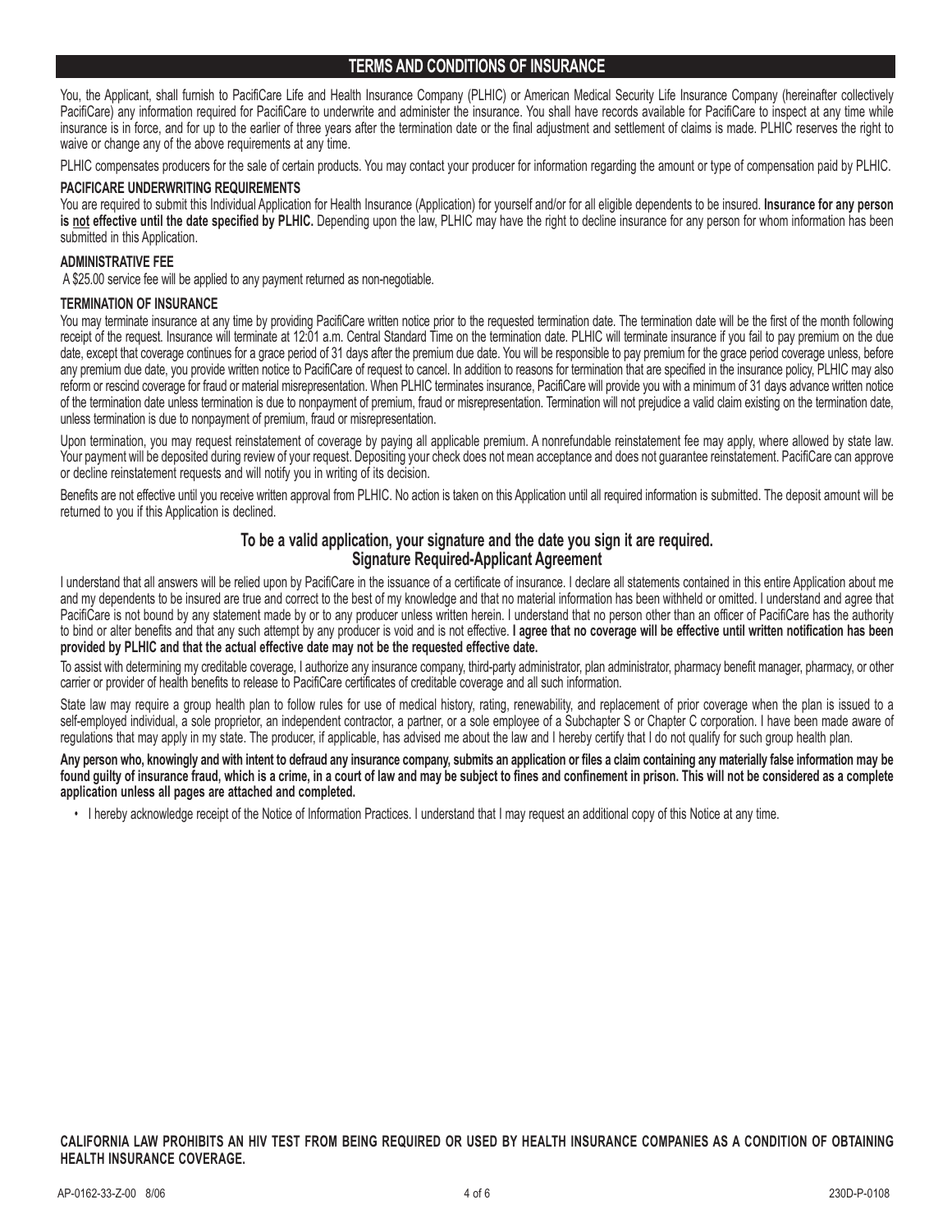## TERMS AND CONDITIONS OF INSURANCE

You, the Applicant, shall furnish to PacifiCare Life and Health Insurance Company (PLHIC) or American Medical Security Life Insurance Company (hereinafter collectively PacifiCare) any information required for PacifiCare to underwrite and administer the insurance. You shall have records available for PacifiCare to inspect at any time while insurance is in force, and for up to the earlier of three years after the termination date or the final adjustment and settlement of claims is made. PLHIC reserves the right to waive or change any of the above requirements at any time.

PLHIC compensates producers for the sale of certain products. You may contact your producer for information regarding the amount or type of compensation paid by PLHIC.

**PACIFICARE UNDERWRITING REQUIREMENTS**

You are required to submit this Individual Application for Health Insurance (Application) for yourself and/or for all eligible dependents to be insured. **Insurance for any person is <u>not</u> effective until the date specified by PLHIC.** Depending upon the law, PLHIC may have the right to decline insurance for any person for whom information has been submitted in this Application.

**ADMINISTRATIVE FEE**

A $25.00 service fee will be applied to any payment returned as non-negotiable.

**TERMINATION OF INSURANCE**

You may terminate insurance at any time by providing PacifiCare written notice prior to the requested termination date. The termination date will be the first of the month following receipt of the request. Insurance will terminate at 12:01 a.m. Central Standard Time on the termination date. PLHIC will terminate insurance if you fail to pay premium on the due date, except that coverage continues for a grace period of 31 days after the premium due date. You will be responsible to pay premium for the grace period coverage unless, before any premium due date, you provide written notice to PacifiCare of request to cancel. In addition to reasons for termination that are specified in the insurance policy, PLHIC may also reform or rescind coverage for fraud or material misrepresentation. When PLHIC terminates insurance, PacifiCare will provide you with a minimum of 31 days advance written notice of the termination date unless termination is due to nonpayment of premium, fraud or misrepresentation. Termination will not prejudice a valid claim existing on the termination date, unless termination is due to nonpayment of premium, fraud or misrepresentation.

Upon termination, you may request reinstatement of coverage by paying all applicable premium. A nonrefundable reinstatement fee may apply, where allowed by state law. Your payment will be deposited during review of your request. Depositing your check does not mean acceptance and does not guarantee reinstatement. PacifiCare can approve or decline reinstatement requests and will notify you in writing of its decision.

Benefits are not effective until you receive written approval from PLHIC. No action is taken on this Application until all required information is submitted. The deposit amount will be returned to you if this Application is declined.

### To be a valid application, your signature and the date you sign it are required.
### Signature Required-Applicant Agreement

I understand that all answers will be relied upon by PacifiCare in the issuance of a certificate of insurance. I declare all statements contained in this entire Application about me and my dependents to be insured are true and correct to the best of my knowledge and that no material information has been withheld or omitted. I understand and agree that PacifiCare is not bound by any statement made by or to any producer unless written herein. I understand that no person other than an officer of PacifiCare has the authority to bind or alter benefits and that any such attempt by any producer is void and is not effective. **I agree that no coverage will be effective until written notification has been provided by PLHIC and that the actual effective date may not be the requested effective date.**

To assist with determining my creditable coverage, I authorize any insurance company, third-party administrator, plan administrator, pharmacy benefit manager, pharmacy, or other carrier or provider of health benefits to release to PacifiCare certificates of creditable coverage and all such information.

State law may require a group health plan to follow rules for use of medical history, rating, renewability, and replacement of prior coverage when the plan is issued to a self-employed individual, a sole proprietor, an independent contractor, a partner, or a sole employee of a Subchapter S or Chapter C corporation. I have been made aware of regulations that may apply in my state. The producer, if applicable, has advised me about the law and I hereby certify that I do not qualify for such group health plan.

**Any person who, knowingly and with intent to defraud any insurance company, submits an application or files a claim containing any materially false information may be found guilty of insurance fraud, which is a crime, in a court of law and may be subject to fines and confinement in prison. This will not be considered as a complete application unless all pages are attached and completed.**

- I hereby acknowledge receipt of the Notice of Information Practices. I understand that I may request an additional copy of this Notice at any time.

**CALIFORNIA LAW PROHIBITS AN HIV TEST FROM BEING REQUIRED OR USED BY HEALTH INSURANCE COMPANIES AS A CONDITION OF OBTAINING HEALTH INSURANCE COVERAGE.**

AP-0162-33-Z-00 8/06 230D-P-0108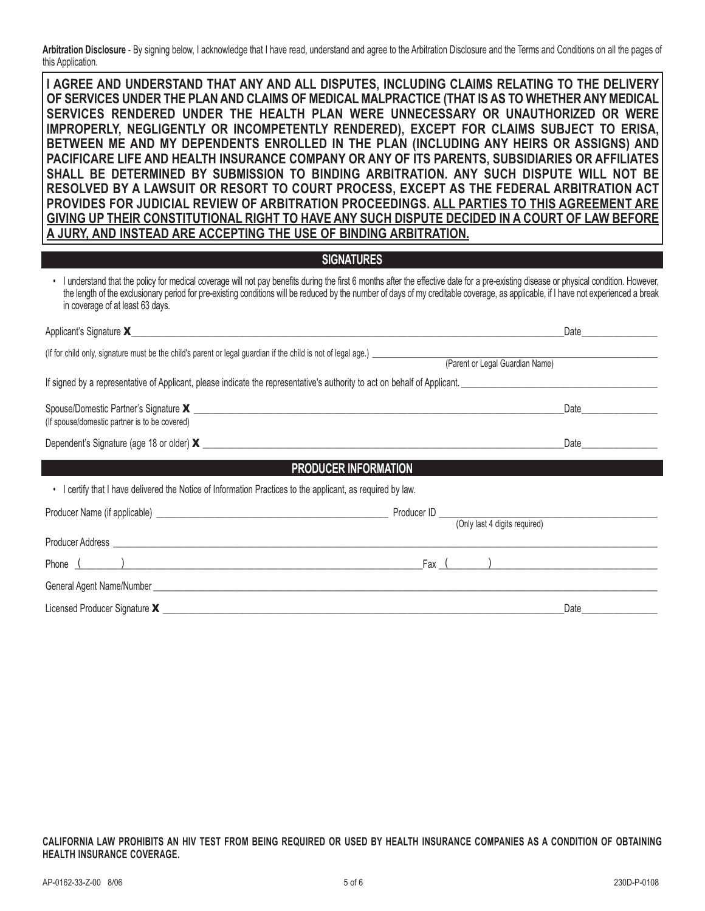**Arbitration Disclosure** - By signing below, I acknowledge that I have read, understand and agree to the Arbitration Disclosure and the Terms and Conditions on all the pages of this Application.

**I AGREE AND UNDERSTAND THAT ANY AND ALL DISPUTES, INCLUDING CLAIMS RELATING TO THE DELIVERY OF SERVICES UNDER THE PLAN AND CLAIMS OF MEDICAL MALPRACTICE (THAT IS AS TO WHETHER ANY MEDICAL SERVICES RENDERED UNDER THE HEALTH PLAN WERE UNNECESSARY OR UNAUTHORIZED OR WERE IMPROPERLY, NEGLIGENTLY OR INCOMPETENTLY RENDERED), EXCEPT FOR CLAIMS SUBJECT TO ERISA, BETWEEN ME AND MY DEPENDENTS ENROLLED IN THE PLAN (INCLUDING ANY HEIRS OR ASSIGNS) AND PACIFICARE LIFE AND HEALTH INSURANCE COMPANY OR ANY OF ITS PARENTS, SUBSIDIARIES OR AFFILIATES SHALL BE DETERMINED BY SUBMISSION TO BINDING ARBITRATION. ANY SUCH DISPUTE WILL NOT BE RESOLVED BY A LAWSUIT OR RESORT TO COURT PROCESS, EXCEPT AS THE FEDERAL ARBITRATION ACT PROVIDES FOR JUDICIAL REVIEW OF ARBITRATION PROCEEDINGS. <u>ALL PARTIES TO THIS AGREEMENT ARE GIVING UP THEIR CONSTITUTIONAL RIGHT TO HAVE ANY SUCH DISPUTE DECIDED IN A COURT OF LAW BEFORE A JURY, AND INSTEAD ARE ACCEPTING THE USE OF BINDING ARBITRATION.</u>**

## SIGNATURES

- I understand that the policy for medical coverage will not pay benefits during the first 6 months after the effective date for a pre-existing disease or physical condition. However, the length of the exclusionary period for pre-existing conditions will be reduced by the number of days of my creditable coverage, as applicable, if I have not experienced a break in coverage of at least 63 days.

Applicant's Signature **X** ____________________ Date __________

(If for child only, signature must be the child's parent or legal guardian if the child is not of legal age.) ____________________
(Parent or Legal Guardian Name)

If signed by a representative of Applicant, please indicate the representative's authority to act on behalf of Applicant. ____________________

Spouse/Domestic Partner's Signature **X** ____________________ Date __________
(If spouse/domestic partner is to be covered)

Dependent's Signature (age 18 or older) **X** ____________________ Date __________

## PRODUCER INFORMATION

- I certify that I have delivered the Notice of Information Practices to the applicant, as required by law.

Producer Name (if applicable) ____________________ Producer ID ____________________
(Only last 4 digits required)

Producer Address ____________________

Phone ( ) ____________________ Fax ( ) ____________________

General Agent Name/Number ____________________

Licensed Producer Signature **X** ____________________ Date __________

**CALIFORNIA LAW PROHIBITS AN HIV TEST FROM BEING REQUIRED OR USED BY HEALTH INSURANCE COMPANIES AS A CONDITION OF OBTAINING HEALTH INSURANCE COVERAGE.**

AP-0162-33-Z-00 8/06 230D-P-0108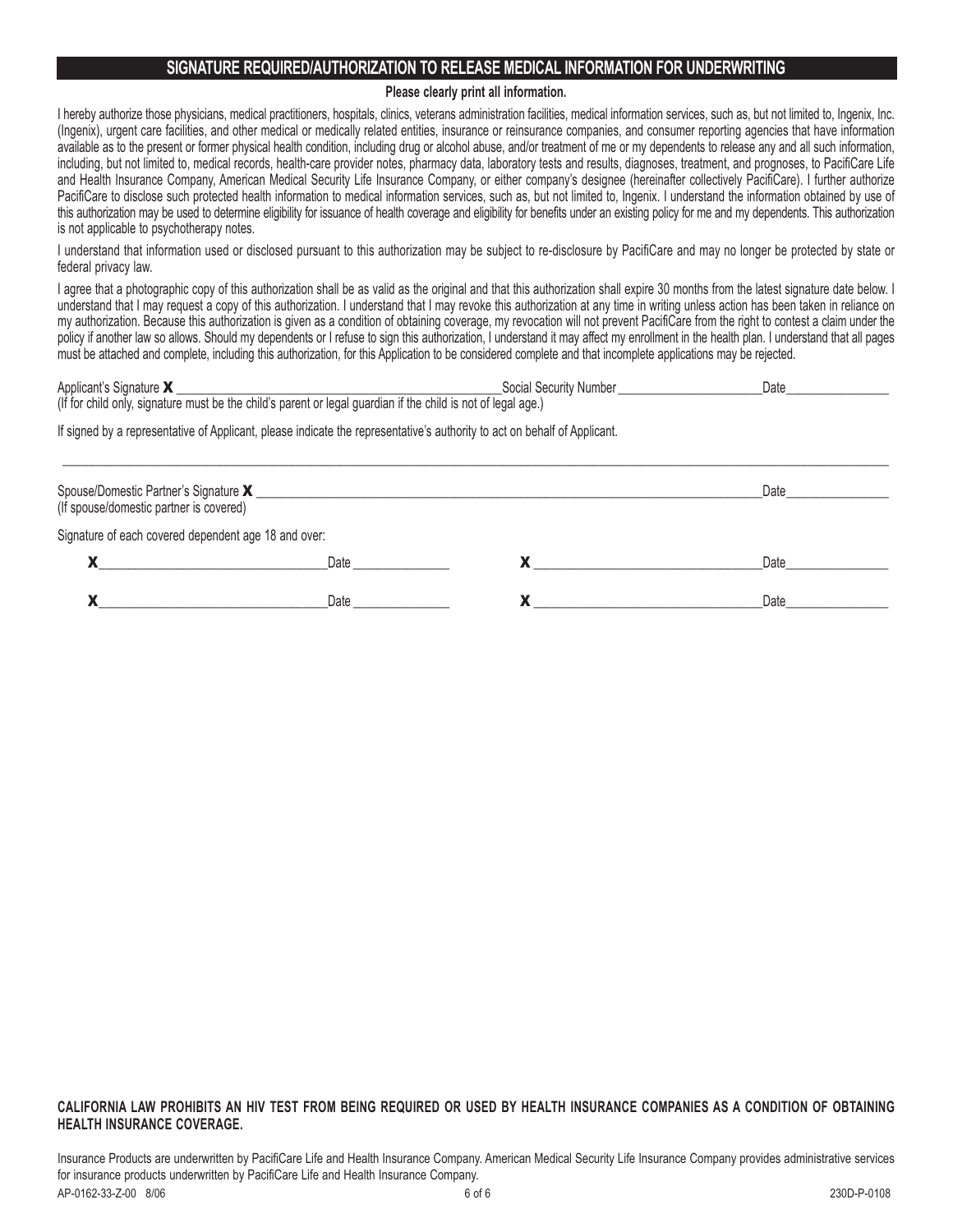## SIGNATURE REQUIRED/AUTHORIZATION TO RELEASE MEDICAL INFORMATION FOR UNDERWRITING

**Please clearly print all information.**

I hereby authorize those physicians, medical practitioners, hospitals, clinics, veterans administration facilities, medical information services, such as, but not limited to, Ingenix, Inc. (Ingenix), urgent care facilities, and other medical or medically related entities, insurance or reinsurance companies, and consumer reporting agencies that have information available as to the present or former physical health condition, including drug or alcohol abuse, and/or treatment of me or my dependents to release any and all such information, including, but not limited to, medical records, health-care provider notes, pharmacy data, laboratory tests and results, diagnoses, treatment, and prognoses, to PacifiCare Life and Health Insurance Company, American Medical Security Life Insurance Company, or either company's designee (hereinafter collectively PacifiCare). I further authorize PacifiCare to disclose such protected health information to medical information services, such as, but not limited to, Ingenix. I understand the information obtained by use of this authorization may be used to determine eligibility for issuance of health coverage and eligibility for benefits under an existing policy for me and my dependents. This authorization is not applicable to psychotherapy notes.

I understand that information used or disclosed pursuant to this authorization may be subject to re-disclosure by PacifiCare and may no longer be protected by state or federal privacy law.

I agree that a photographic copy of this authorization shall be as valid as the original and that this authorization shall expire 30 months from the latest signature date below. I understand that I may request a copy of this authorization. I understand that I may revoke this authorization at any time in writing unless action has been taken in reliance on my authorization. Because this authorization is given as a condition of obtaining coverage, my revocation will not prevent PacifiCare from the right to contest a claim under the policy if another law so allows. Should my dependents or I refuse to sign this authorization, I understand it may affect my enrollment in the health plan. I understand that all pages must be attached and complete, including this authorization, for this Application to be considered complete and that incomplete applications may be rejected.

Applicant's Signature **X** ______________________________ Social Security Number ____________________ Date ______________
(If for child only, signature must be the child's parent or legal guardian if the child is not of legal age.)

If signed by a representative of Applicant, please indicate the representative's authority to act on behalf of Applicant.

______________________________________________________________________________

Spouse/Domestic Partner's Signature **X** ______________________________________________ Date ______________
(If spouse/domestic partner is covered)

Signature of each covered dependent age 18 and over:

**X** ______________________________ Date ______________ **X** ______________________________ Date ______________

**X** ______________________________ Date ______________ **X** ______________________________ Date ______________

**CALIFORNIA LAW PROHIBITS AN HIV TEST FROM BEING REQUIRED OR USED BY HEALTH INSURANCE COMPANIES AS A CONDITION OF OBTAINING HEALTH INSURANCE COVERAGE.**

Insurance Products are underwritten by PacifiCare Life and Health Insurance Company. American Medical Security Life Insurance Company provides administrative services for insurance products underwritten by PacifiCare Life and Health Insurance Company.

AP-0162-33-Z-00 8/06 230D-P-0108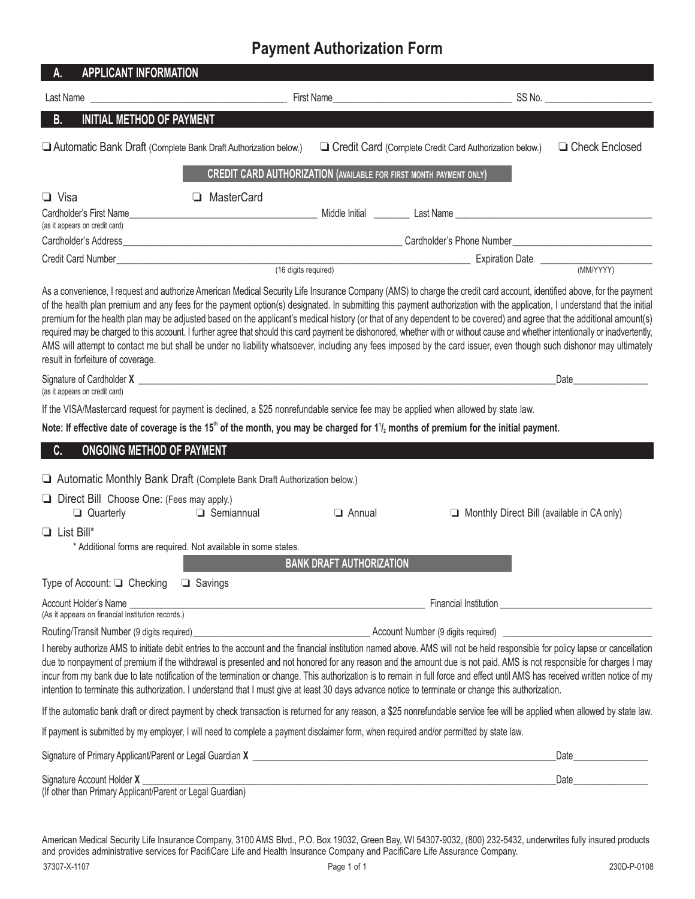# Payment Authorization Form

## A. APPLICANT INFORMATION

Last Name ________________________ First Name ________________________ SS No. ________________

## B. INITIAL METHOD OF PAYMENT

❑ Automatic Bank Draft (Complete Bank Draft Authorization below.) ❑ Credit Card (Complete Credit Card Authorization below.) ❑ Check Enclosed

### CREDIT CARD AUTHORIZATION (AVAILABLE FOR FIRST MONTH PAYMENT ONLY)

❑ Visa ❑ MasterCard

Cardholder's First Name ________________________ Middle Initial ________ Last Name ________________________
(as it appears on credit card)

Cardholder's Address ________________________ Cardholder's Phone Number ________________________

Credit Card Number ________________________ (16 digits required) Expiration Date ________________ (MM/YYYY)

As a convenience, I request and authorize American Medical Security Life Insurance Company (AMS) to charge the credit card account, identified above, for the payment of the health plan premium and any fees for the payment option(s) designated. In submitting this payment authorization with the application, I understand that the initial premium for the health plan may be adjusted based on the applicant's medical history (or that of any dependent to be covered) and agree that the additional amount(s) required may be charged to this account. I further agree that should this card payment be dishonored, whether with or without cause and whether intentionally or inadvertently, AMS will attempt to contact me but shall be under no liability whatsoever, including any fees imposed by the card issuer, even though such dishonor may ultimately result in forfeiture of coverage.

Signature of Cardholder **X** ________________________ Date ________________
(as it appears on credit card)

If the VISA/Mastercard request for payment is declined, a $25 nonrefundable service fee may be applied when allowed by state law.

**Note: If effective date of coverage is the 15th of the month, you may be charged for 1½ months of premium for the initial payment.**

## C. ONGOING METHOD OF PAYMENT

❑ Automatic Monthly Bank Draft (Complete Bank Draft Authorization below.)

❑ Direct Bill Choose One: (Fees may apply.)
- ❑ Quarterly ❑ Semiannual ❑ Annual ❑ Monthly Direct Bill (available in CA only)

❑ List Bill*
- * Additional forms are required. Not available in some states.

### BANK DRAFT AUTHORIZATION

Type of Account: ❑ Checking ❑ Savings

Account Holder's Name ________________________ Financial Institution ________________________
(As it appears on financial institution records.)

Routing/Transit Number (9 digits required) ________________________ Account Number (9 digits required) ________________________

I hereby authorize AMS to initiate debit entries to the account and the financial institution named above. AMS will not be held responsible for policy lapse or cancellation due to nonpayment of premium if the withdrawal is presented and not honored for any reason and the amount due is not paid. AMS is not responsible for charges I may incur from my bank due to late notification of the termination or change. This authorization is to remain in full force and effect until AMS has received written notice of my intention to terminate this authorization. I understand that I must give at least 30 days advance notice to terminate or change this authorization.

If the automatic bank draft or direct payment by check transaction is returned for any reason, a $25 nonrefundable service fee will be applied when allowed by state law.

If payment is submitted by my employer, I will need to complete a payment disclaimer form, when required and/or permitted by state law.

Signature of Primary Applicant/Parent or Legal Guardian **X** ________________________ Date ________________

Signature Account Holder **X** ________________________ Date ________________
(If other than Primary Applicant/Parent or Legal Guardian)

American Medical Security Life Insurance Company, 3100 AMS Blvd., P.O. Box 19032, Green Bay, WI 54307-9032, (800) 232-5432, underwrites fully insured products and provides administrative services for PacifiCare Life and Health Insurance Company and PacifiCare Life Assurance Company.

37307-X-1107 230D-P-0108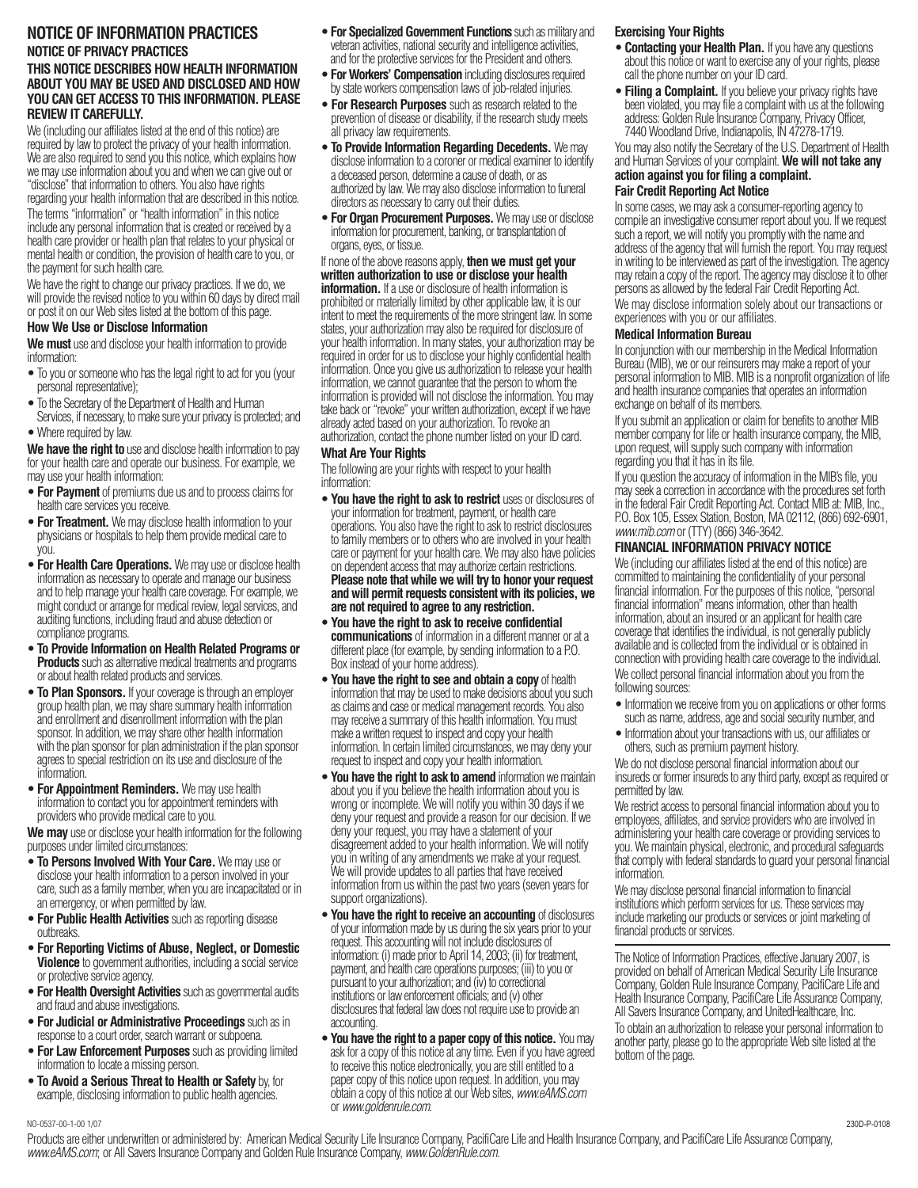# NOTICE OF INFORMATION PRACTICES

## NOTICE OF PRIVACY PRACTICES

**THIS NOTICE DESCRIBES HOW HEALTH INFORMATION ABOUT YOU MAY BE USED AND DISCLOSED AND HOW YOU CAN GET ACCESS TO THIS INFORMATION. PLEASE REVIEW IT CAREFULLY.**

We (including our affiliates listed at the end of this notice) are required by law to protect the privacy of your health information. We are also required to send you this notice, which explains how we may use information about you and when we can give out or "disclose" that information to others. You also have rights regarding your health information that are described in this notice.

The terms "information" or "health information" in this notice include any personal information that is created or received by a health care provider or health plan that relates to your physical or mental health or condition, the provision of health care to you, or the payment for such health care.

We have the right to change our privacy practices. If we do, we will provide the revised notice to you within 60 days by direct mail or post it on our Web sites listed at the bottom of this page.

### How We Use or Disclose Information

**We must** use and disclose your health information to provide information:

- To you or someone who has the legal right to act for you (your personal representative);
- To the Secretary of the Department of Health and Human Services, if necessary, to make sure your privacy is protected; and
- Where required by law.

**We have the right to** use and disclose health information to pay for your health care and operate our business. For example, we may use your health information:

- **For Payment** of premiums due us and to process claims for health care services you receive.
- **For Treatment.** We may disclose health information to your physicians or hospitals to help them provide medical care to you.
- **For Health Care Operations.** We may use or disclose health information as necessary to operate and manage our business and to help manage your health care coverage. For example, we might conduct or arrange for medical review, legal services, and auditing functions, including fraud and abuse detection or compliance programs.
- **To Provide Information on Health Related Programs or Products** such as alternative medical treatments and programs or about health related products and services.
- **To Plan Sponsors.** If your coverage is through an employer group health plan, we may share summary health information and enrollment and disenrollment information with the plan sponsor. In addition, we may share other health information with the plan sponsor for plan administration if the plan sponsor agrees to special restriction on its use and disclosure of the information.
- **For Appointment Reminders.** We may use health information to contact you for appointment reminders with providers who provide medical care to you.

**We may** use or disclose your health information for the following purposes under limited circumstances:

- **To Persons Involved With Your Care.** We may use or disclose your health information to a person involved in your care, such as a family member, when you are incapacitated or in an emergency, or when permitted by law.
- **For Public Health Activities** such as reporting disease outbreaks.
- **For Reporting Victims of Abuse, Neglect, or Domestic Violence** to government authorities, including a social service or protective service agency.
- **For Health Oversight Activities** such as governmental audits and fraud and abuse investigations.
- **For Judicial or Administrative Proceedings** such as in response to a court order, search warrant or subpoena.
- **For Law Enforcement Purposes** such as providing limited information to locate a missing person.
- **To Avoid a Serious Threat to Health or Safety** by, for example, disclosing information to public health agencies.
- **For Specialized Government Functions** such as military and veteran activities, national security and intelligence activities, and for the protective services for the President and others.
- **For Workers' Compensation** including disclosures required by state workers compensation laws of job-related injuries.
- **For Research Purposes** such as research related to the prevention of disease or disability, if the research study meets all privacy law requirements.
- **To Provide Information Regarding Decedents.** We may disclose information to a coroner or medical examiner to identify a deceased person, determine a cause of death, or as authorized by law. We may also disclose information to funeral directors as necessary to carry out their duties.
- **For Organ Procurement Purposes.** We may use or disclose information for procurement, banking, or transplantation of organs, eyes, or tissue.

If none of the above reasons apply, **then we must get your written authorization to use or disclose your health information.** If a use or disclosure of health information is prohibited or materially limited by other applicable law, it is our intent to meet the requirements of the more stringent law. In some states, your authorization may also be required for disclosure of your health information. In many states, your authorization may be required in order for us to disclose your highly confidential health information. Once you give us authorization to release your health information, we cannot guarantee that the person to whom the information is provided will not disclose the information. You may take back or "revoke" your written authorization, except if we have already acted based on your authorization. To revoke an authorization, contact the phone number listed on your ID card.

### What Are Your Rights

The following are your rights with respect to your health information:

- **You have the right to ask to restrict** uses or disclosures of your information for treatment, payment, or health care operations. You also have the right to ask to restrict disclosures to family members or to others who are involved in your health care or payment for your health care. We may also have policies on dependent access that may authorize certain restrictions. **Please note that while we will try to honor your request and will permit requests consistent with its policies, we are not required to agree to any restriction.**
- **You have the right to ask to receive confidential communications** of information in a different manner or at a different place (for example, by sending information to a P.O. Box instead of your home address).
- **You have the right to see and obtain a copy** of health information that may be used to make decisions about you such as claims and case or medical management records. You also may receive a summary of this health information. You must make a written request to inspect and copy your health information. In certain limited circumstances, we may deny your request to inspect and copy your health information.
- **You have the right to ask to amend** information we maintain about you if you believe the health information about you is wrong or incomplete. We will notify you within 30 days if we deny your request and provide a reason for our decision. If we deny your request, you may have a statement of your disagreement added to your health information. We will notify you in writing of any amendments we make at your request. We will provide updates to all parties that have received information from us within the past two years (seven years for support organizations).
- **You have the right to receive an accounting** of disclosures of your information made by us during the six years prior to your request. This accounting will not include disclosures of information: (i) made prior to April 14, 2003; (ii) for treatment, payment, and health care operations purposes; (iii) to you or pursuant to your authorization; and (iv) to correctional institutions or law enforcement officials; and (v) other disclosures that federal law does not require use to provide an accounting.
- **You have the right to a paper copy of this notice.** You may ask for a copy of this notice at any time. Even if you have agreed to receive this notice electronically, you are still entitled to a paper copy of this notice upon request. In addition, you may obtain a copy of this notice at our Web sites, *www.eAMS.com* or *www.goldenrule.com.*

### Exercising Your Rights

- **Contacting your Health Plan.** If you have any questions about this notice or want to exercise any of your rights, please call the phone number on your ID card.
- **Filing a Complaint.** If you believe your privacy rights have been violated, you may file a complaint with us at the following address: Golden Rule Insurance Company, Privacy Officer, 7440 Woodland Drive, Indianapolis, IN 47278-1719.

You may also notify the Secretary of the U.S. Department of Health and Human Services of your complaint. **We will not take any action against you for filing a complaint.**

### Fair Credit Reporting Act Notice

In some cases, we may ask a consumer-reporting agency to compile an investigative consumer report about you. If we request such a report, we will notify you promptly with the name and address of the agency that will furnish the report. You may request in writing to be interviewed as part of the investigation. The agency may retain a copy of the report. The agency may disclose it to other persons as allowed by the federal Fair Credit Reporting Act.

We may disclose information solely about our transactions or experiences with you or our affiliates.

### Medical Information Bureau

In conjunction with our membership in the Medical Information Bureau (MIB), we or our reinsurers may make a report of your personal information to MIB. MIB is a nonprofit organization of life and health insurance companies that operates an information exchange on behalf of its members.

If you submit an application or claim for benefits to another MIB member company for life or health insurance company, the MIB, upon request, will supply such company with information regarding you that it has in its file.

If you question the accuracy of information in the MIB's file, you may seek a correction in accordance with the procedures set forth in the federal Fair Credit Reporting Act. Contact MIB at: MIB, Inc., P.O. Box 105, Essex Station, Boston, MA 02112, (866) 692-6901, *www.mib.com* or (TTY) (866) 346-3642.

## FINANCIAL INFORMATION PRIVACY NOTICE

We (including our affiliates listed at the end of this notice) are committed to maintaining the confidentiality of your personal financial information. For the purposes of this notice, "personal financial information" means information, other than health information, about an insured or an applicant for health care coverage that identifies the individual, is not generally publicly available and is collected from the individual or is obtained in connection with providing health care coverage to the individual.

We collect personal financial information about you from the following sources:

- Information we receive from you on applications or other forms such as name, address, age and social security number, and
- Information about your transactions with us, our affiliates or others, such as premium payment history.

We do not disclose personal financial information about our insureds or former insureds to any third party, except as required or permitted by law.

We restrict access to personal financial information about you to employees, affiliates, and service providers who are involved in administering your health care coverage or providing services to you. We maintain physical, electronic, and procedural safeguards that comply with federal standards to guard your personal financial information.

We may disclose personal financial information to financial institutions which perform services for us. These services may include marketing our products or services or joint marketing of financial products or services.

---

The Notice of Information Practices, effective January 2007, is provided on behalf of American Medical Security Life Insurance Company, Golden Rule Insurance Company, PacifiCare Life and Health Insurance Company, PacifiCare Life Assurance Company, All Savers Insurance Company, and UnitedHealthcare, Inc.

To obtain an authorization to release your personal information to another party, please go to the appropriate Web site listed at the bottom of the page.

NO-0537-00-1-00 1/07

230D-P-0108

Products are either underwritten or administered by: American Medical Security Life Insurance Company, PacifiCare Life and Health Insurance Company, and PacifiCare Life Assurance Company, *www.eAMS.com*; or All Savers Insurance Company and Golden Rule Insurance Company, *www.GoldenRule.com.*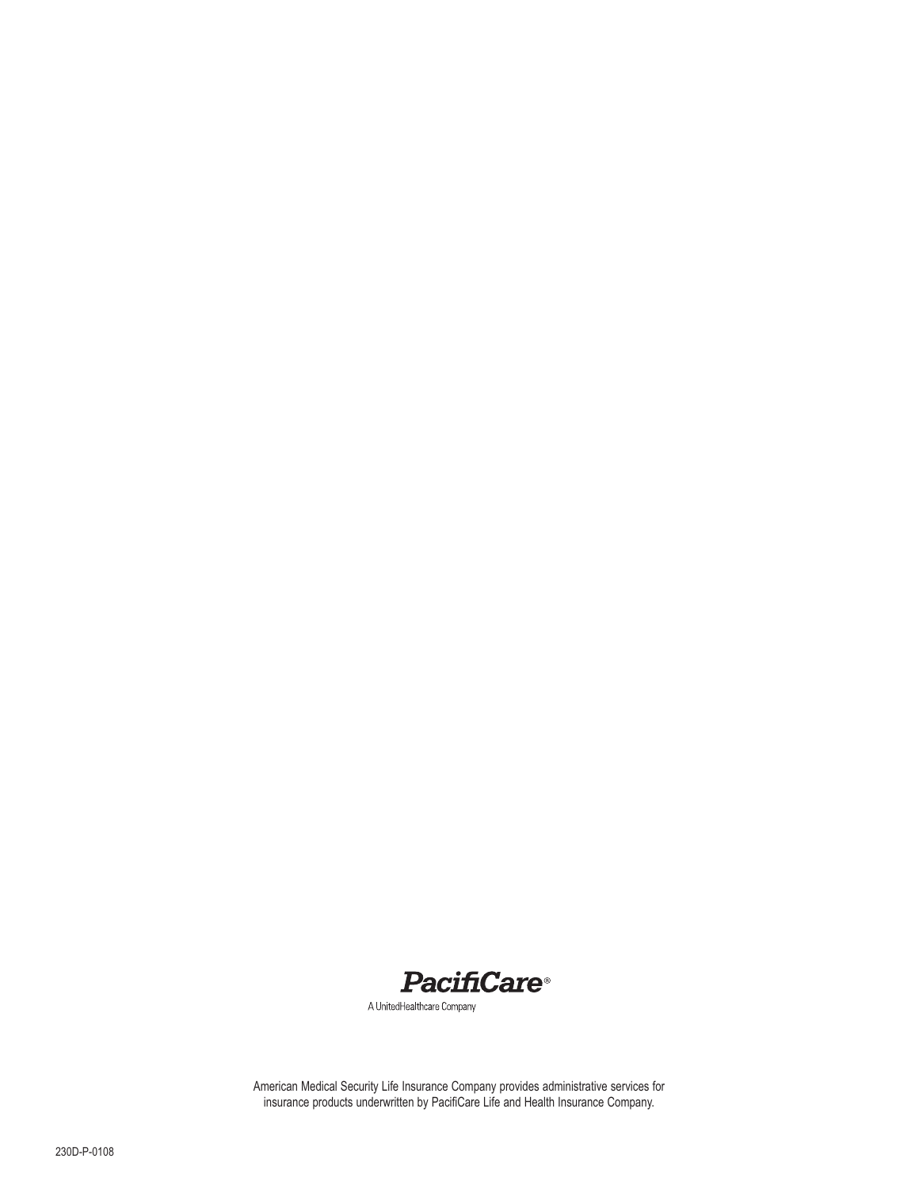PacifiCare®

A UnitedHealthcare Company

American Medical Security Life Insurance Company provides administrative services for insurance products underwritten by PacifiCare Life and Health Insurance Company.

230D-P-0108